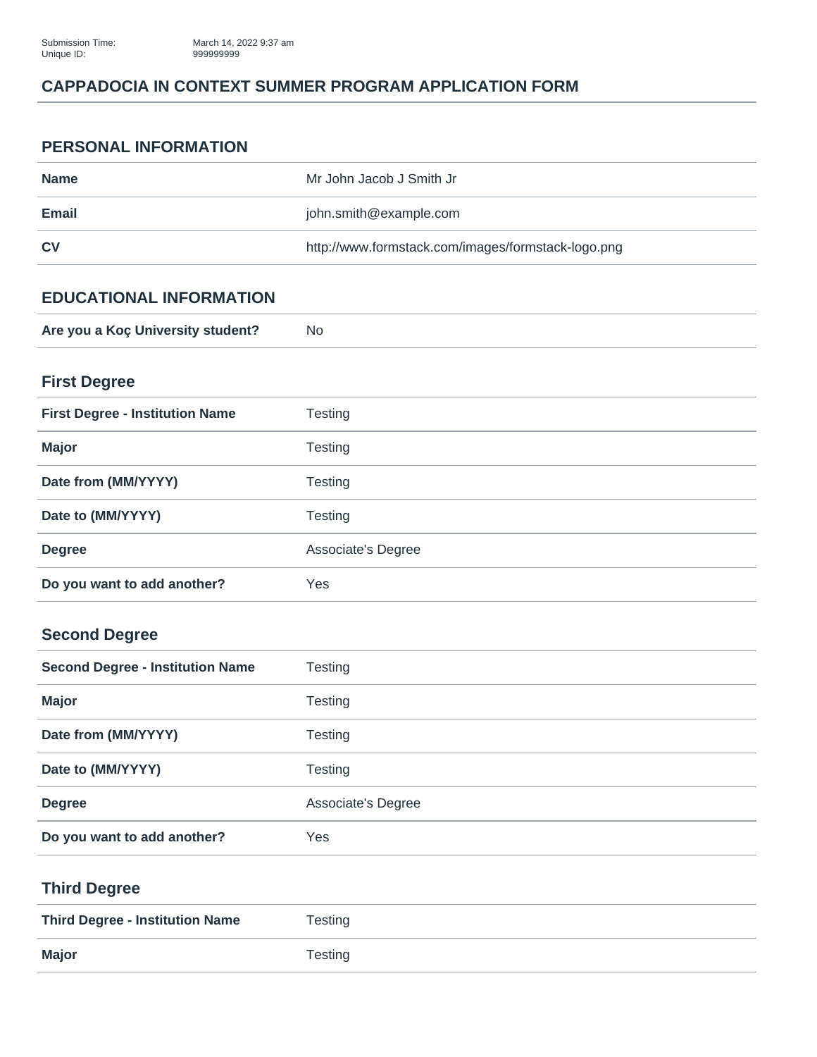Submission Time: March 14, 2022 9:37 am
Unique ID: 999999999

# CAPPADOCIA IN CONTEXT SUMMER PROGRAM APPLICATION FORM

## PERSONAL INFORMATION

| | |
|---|---|
| **Name** | Mr John Jacob J Smith Jr |
| **Email** | john.smith@example.com |
| **CV** | http://www.formstack.com/images/formstack-logo.png |

## EDUCATIONAL INFORMATION

| | |
|---|---|
| **Are you a Koç University student?** | No |

### First Degree

| | |
|---|---|
| **First Degree - Institution Name** | Testing |
| **Major** | Testing |
| **Date from (MM/YYYY)** | Testing |
| **Date to (MM/YYYY)** | Testing |
| **Degree** | Associate's Degree |
| **Do you want to add another?** | Yes |

### Second Degree

| | |
|---|---|
| **Second Degree - Institution Name** | Testing |
| **Major** | Testing |
| **Date from (MM/YYYY)** | Testing |
| **Date to (MM/YYYY)** | Testing |
| **Degree** | Associate's Degree |
| **Do you want to add another?** | Yes |

### Third Degree

| | |
|---|---|
| **Third Degree - Institution Name** | Testing |
| **Major** | Testing |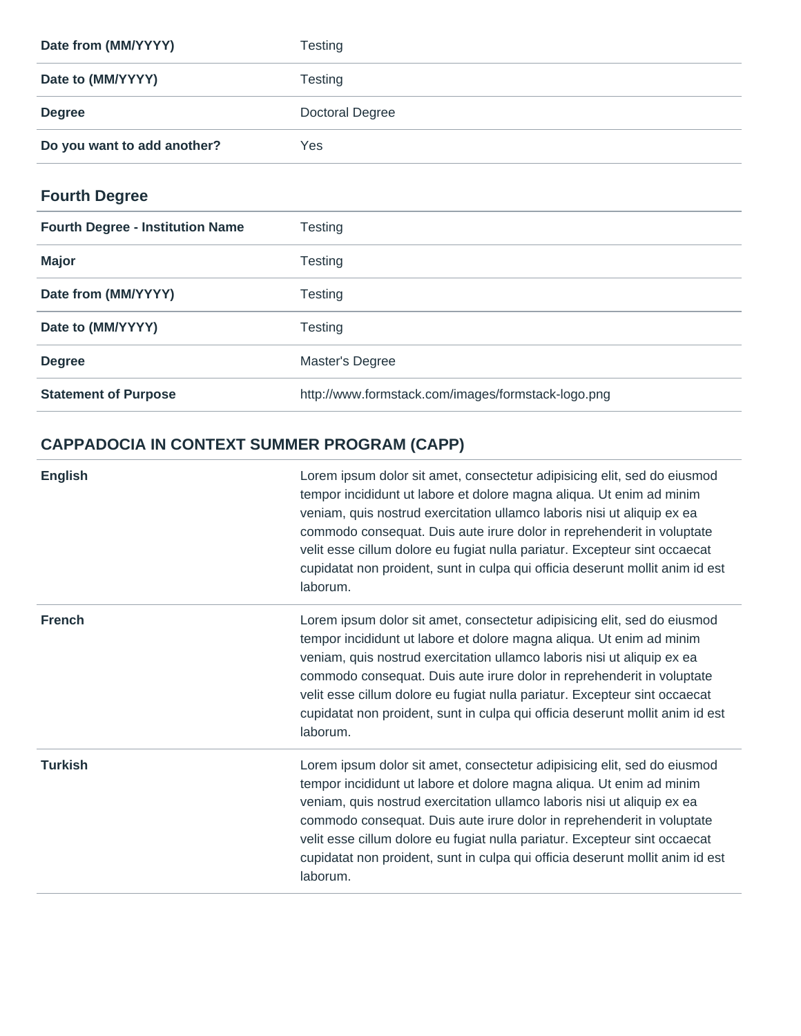| | |
|---|---|
| **Date from (MM/YYYY)** | Testing |
| **Date to (MM/YYYY)** | Testing |
| **Degree** | Doctoral Degree |
| **Do you want to add another?** | Yes |

### Fourth Degree

| | |
|---|---|
| **Fourth Degree - Institution Name** | Testing |
| **Major** | Testing |
| **Date from (MM/YYYY)** | Testing |
| **Date to (MM/YYYY)** | Testing |
| **Degree** | Master's Degree |
| **Statement of Purpose** | http://www.formstack.com/images/formstack-logo.png |

### CAPPADOCIA IN CONTEXT SUMMER PROGRAM (CAPP)

| | |
|---|---|
| **English** | Lorem ipsum dolor sit amet, consectetur adipisicing elit, sed do eiusmod tempor incididunt ut labore et dolore magna aliqua. Ut enim ad minim veniam, quis nostrud exercitation ullamco laboris nisi ut aliquip ex ea commodo consequat. Duis aute irure dolor in reprehenderit in voluptate velit esse cillum dolore eu fugiat nulla pariatur. Excepteur sint occaecat cupidatat non proident, sunt in culpa qui officia deserunt mollit anim id est laborum. |
| **French** | Lorem ipsum dolor sit amet, consectetur adipisicing elit, sed do eiusmod tempor incididunt ut labore et dolore magna aliqua. Ut enim ad minim veniam, quis nostrud exercitation ullamco laboris nisi ut aliquip ex ea commodo consequat. Duis aute irure dolor in reprehenderit in voluptate velit esse cillum dolore eu fugiat nulla pariatur. Excepteur sint occaecat cupidatat non proident, sunt in culpa qui officia deserunt mollit anim id est laborum. |
| **Turkish** | Lorem ipsum dolor sit amet, consectetur adipisicing elit, sed do eiusmod tempor incididunt ut labore et dolore magna aliqua. Ut enim ad minim veniam, quis nostrud exercitation ullamco laboris nisi ut aliquip ex ea commodo consequat. Duis aute irure dolor in reprehenderit in voluptate velit esse cillum dolore eu fugiat nulla pariatur. Excepteur sint occaecat cupidatat non proident, sunt in culpa qui officia deserunt mollit anim id est laborum. |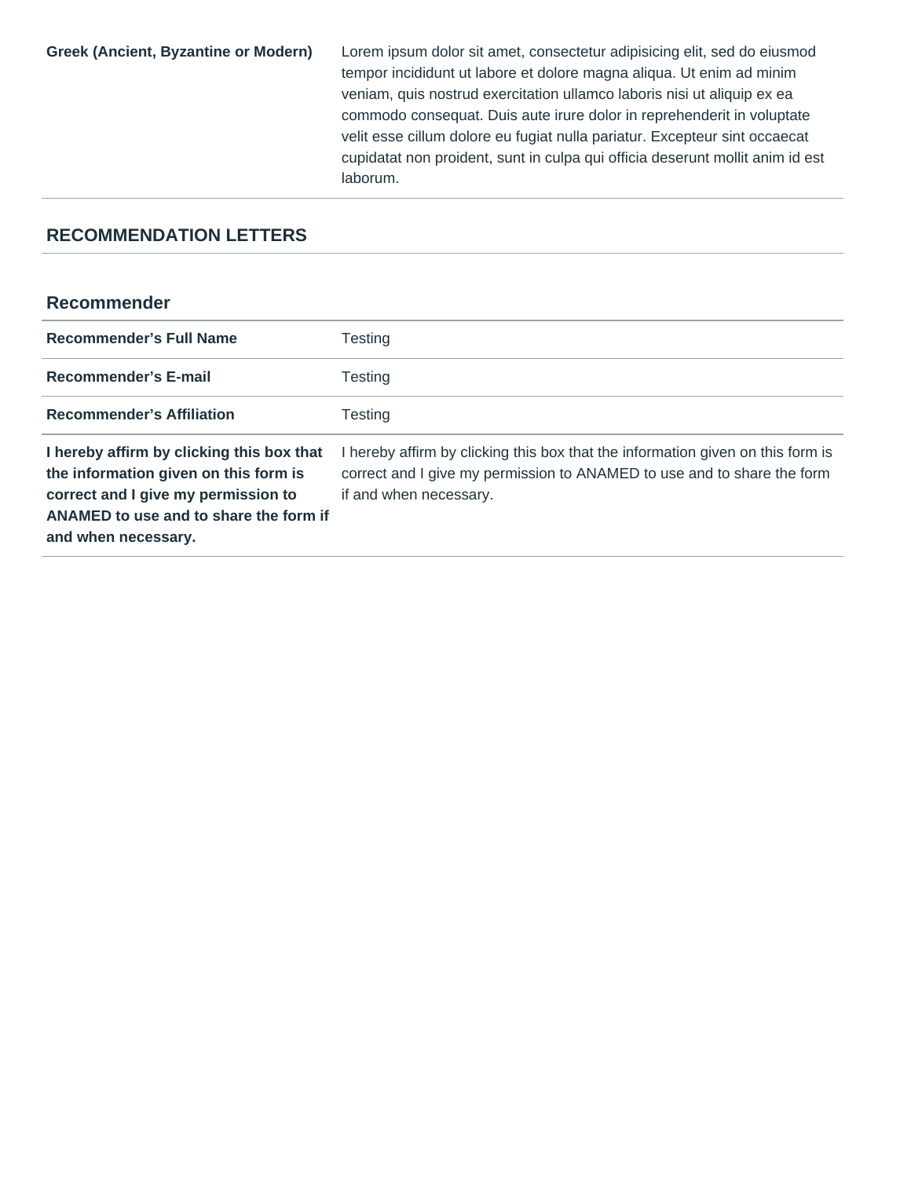| | |
|---|---|
| **Greek (Ancient, Byzantine or Modern)** | Lorem ipsum dolor sit amet, consectetur adipisicing elit, sed do eiusmod tempor incididunt ut labore et dolore magna aliqua. Ut enim ad minim veniam, quis nostrud exercitation ullamco laboris nisi ut aliquip ex ea commodo consequat. Duis aute irure dolor in reprehenderit in voluptate velit esse cillum dolore eu fugiat nulla pariatur. Excepteur sint occaecat cupidatat non proident, sunt in culpa qui officia deserunt mollit anim id est laborum. |

## RECOMMENDATION LETTERS

### Recommender

| | |
|---|---|
| **Recommender's Full Name** | Testing |
| **Recommender's E-mail** | Testing |
| **Recommender's Affiliation** | Testing |
| **I hereby affirm by clicking this box that the information given on this form is correct and I give my permission to ANAMED to use and to share the form if and when necessary.** | I hereby affirm by clicking this box that the information given on this form is correct and I give my permission to ANAMED to use and to share the form if and when necessary. |